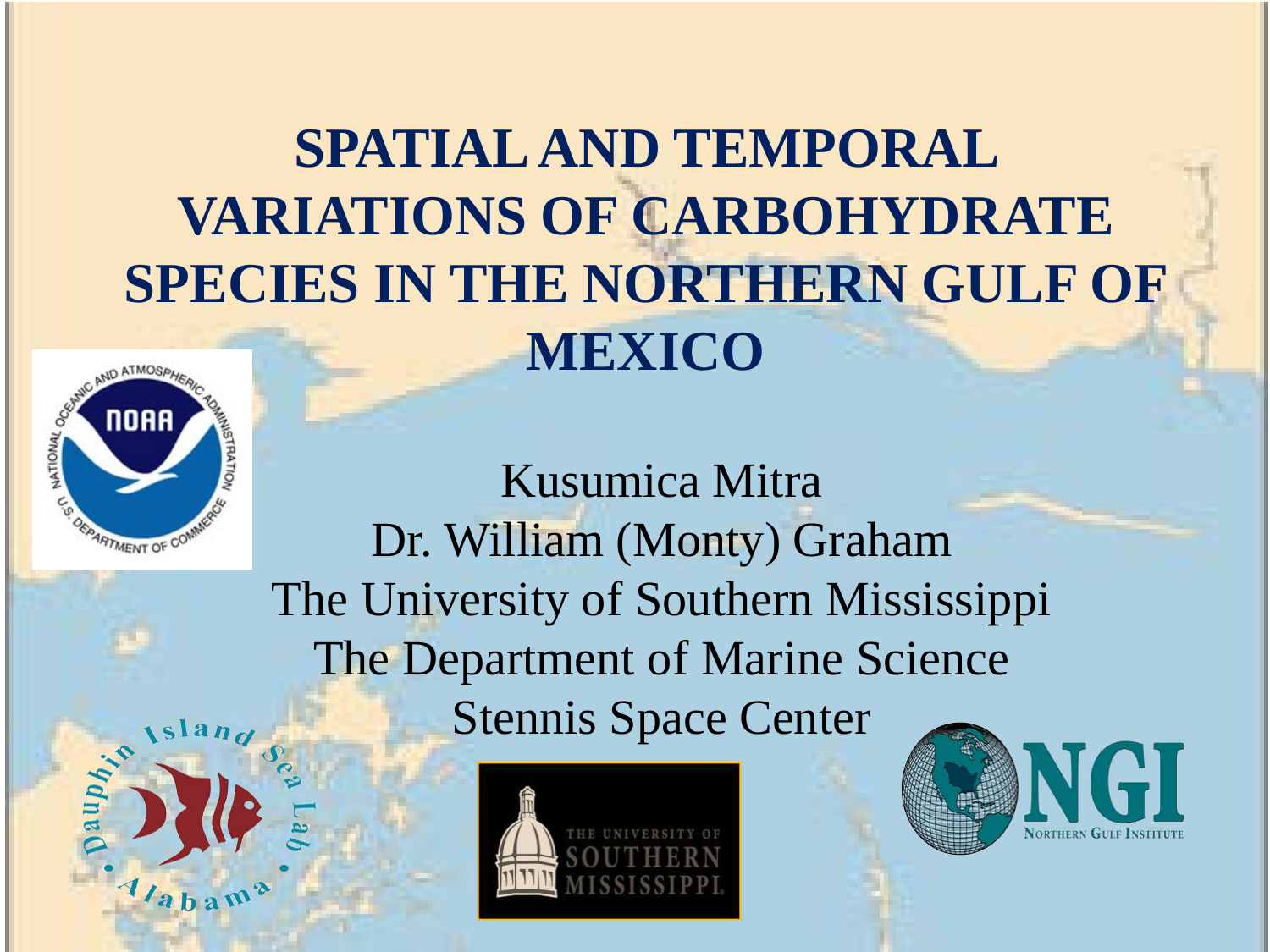# SPATIAL AND TEMPORAL VARIATIONS OF CARBOHYDRATE SPECIES IN THE NORTHERN GULF OF MEXICO

Kusumica Mitra

Dr. William (Monty) Graham

The University of Southern Mississippi

The Department of Marine Science

Stennis Space Center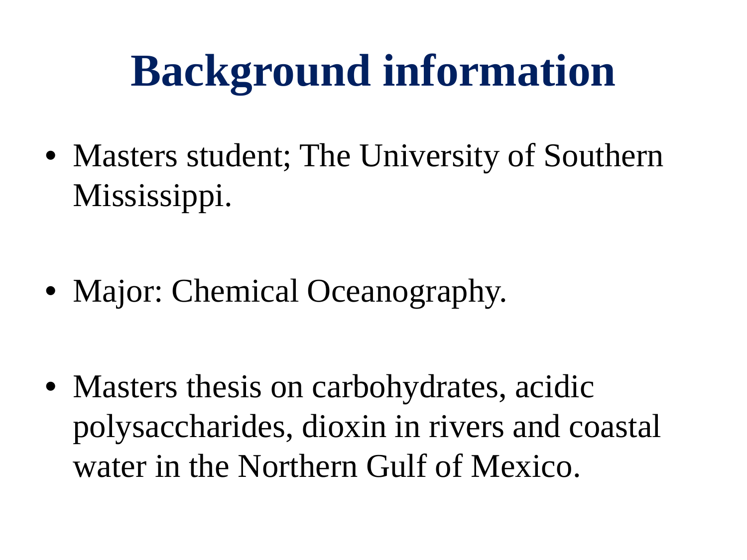# Background information

- Masters student; The University of Southern Mississippi.
- Major: Chemical Oceanography.
- Masters thesis on carbohydrates, acidic polysaccharides, dioxin in rivers and coastal water in the Northern Gulf of Mexico.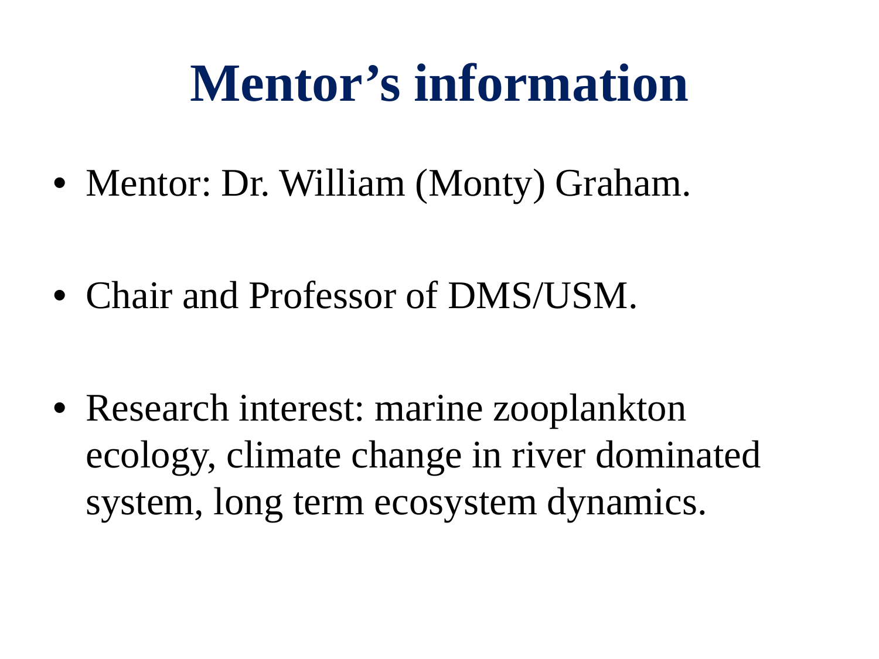# Mentor’s information

- Mentor: Dr. William (Monty) Graham.
- Chair and Professor of DMS/USM.
- Research interest: marine zooplankton ecology, climate change in river dominated system, long term ecosystem dynamics.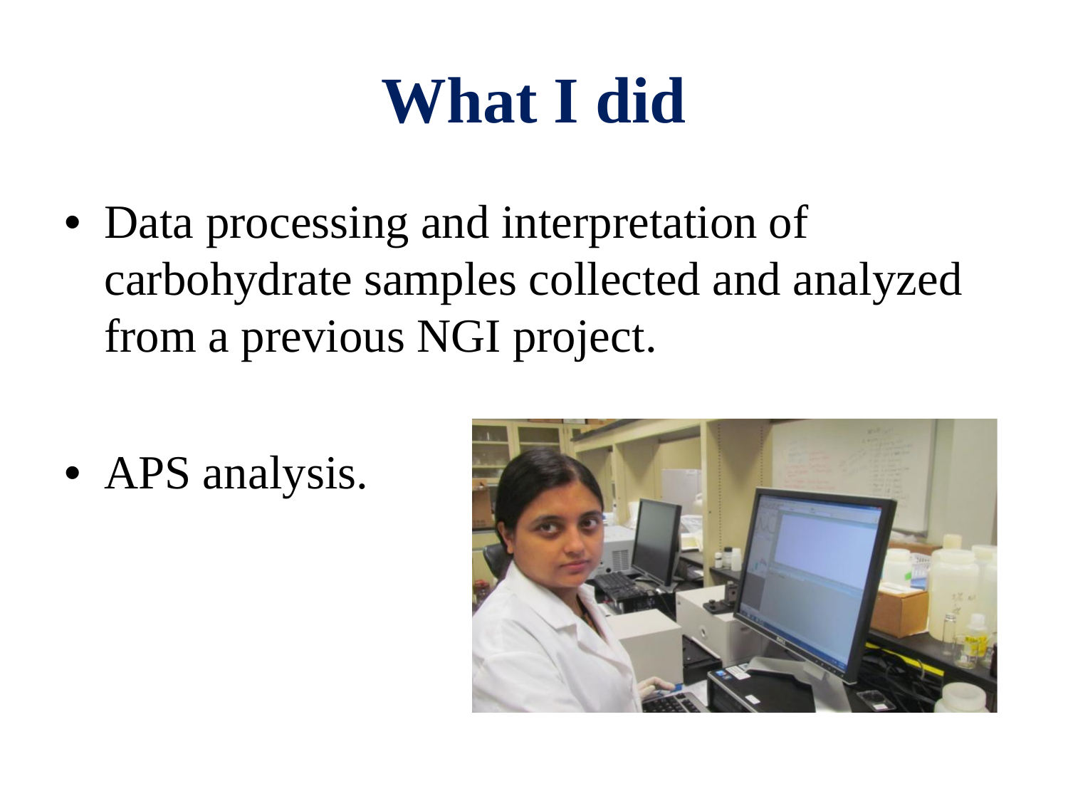# What I did

- Data processing and interpretation of carbohydrate samples collected and analyzed from a previous NGI project.

- APS analysis.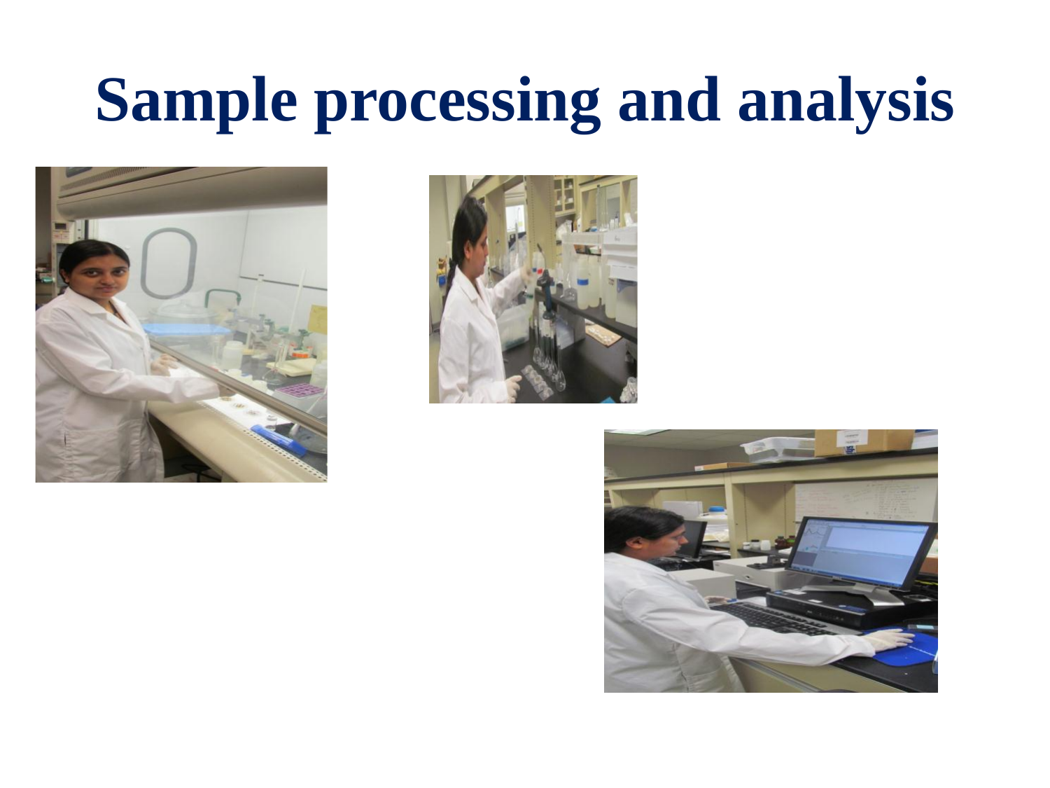# Sample processing and analysis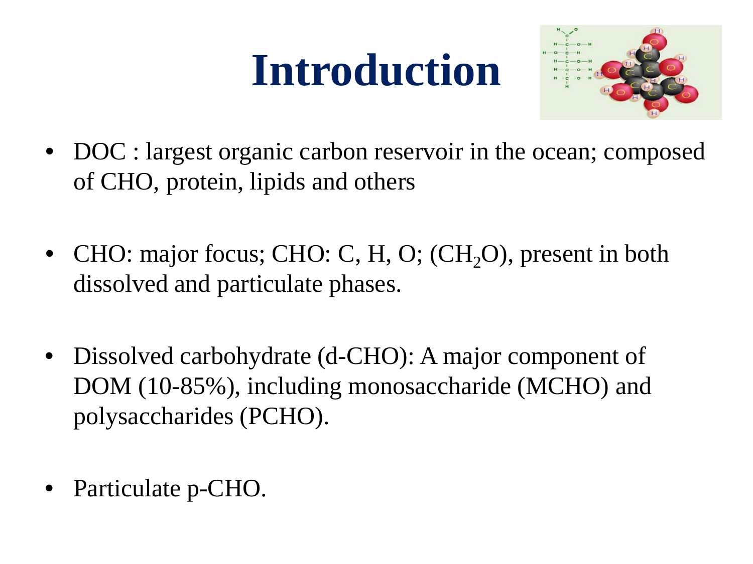# Introduction

- DOC : largest organic carbon reservoir in the ocean; composed of CHO, protein, lipids and others
- CHO: major focus; CHO: C, H, O; ($CH_2O$), present in both dissolved and particulate phases.
- Dissolved carbohydrate (d-CHO): A major component of DOM (10-85%), including monosaccharide (MCHO) and polysaccharides (PCHO).
- Particulate p-CHO.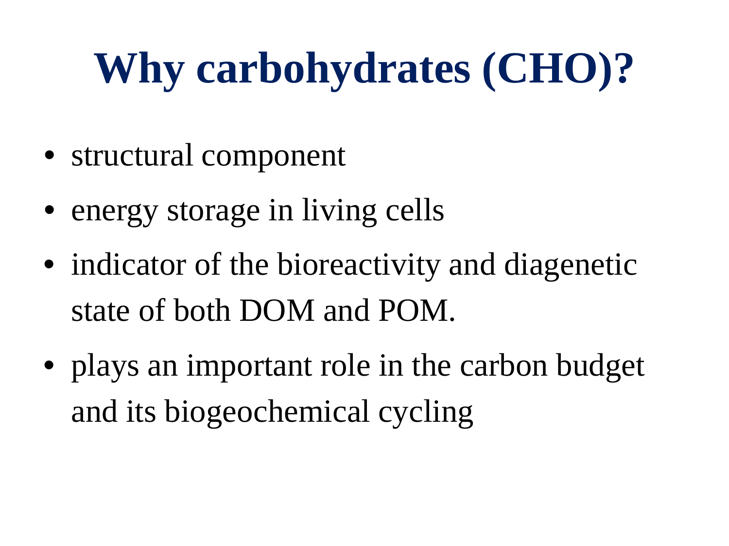# Why carbohydrates (CHO)?

- structural component
- energy storage in living cells
- indicator of the bioreactivity and diagenetic state of both DOM and POM.
- plays an important role in the carbon budget and its biogeochemical cycling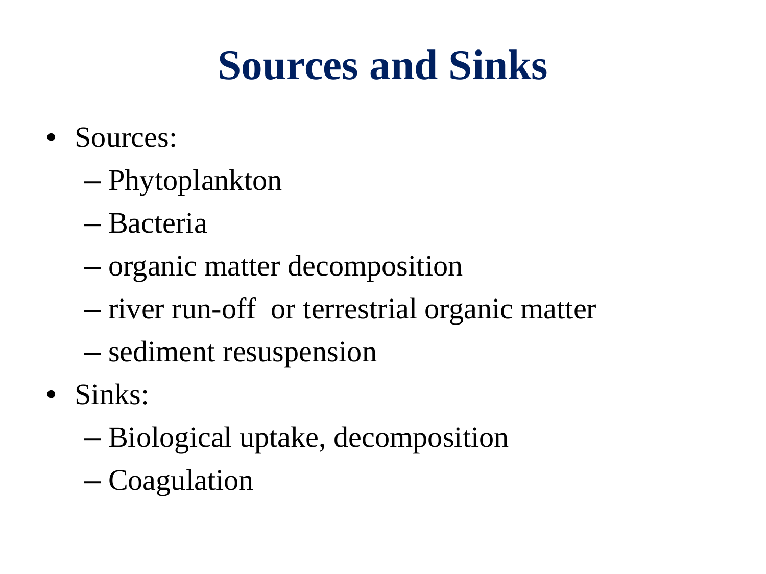# Sources and Sinks

- Sources:
  - Phytoplankton
  - Bacteria
  - organic matter decomposition
  - river run-off  or terrestrial organic matter
  - sediment resuspension
- Sinks:
  - Biological uptake, decomposition
  - Coagulation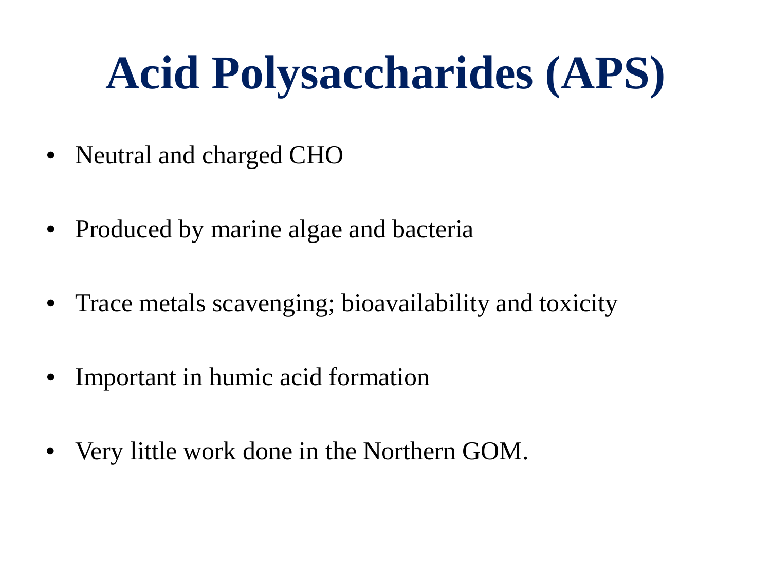# Acid Polysaccharides (APS)

- Neutral and charged CHO
- Produced by marine algae and bacteria
- Trace metals scavenging; bioavailability and toxicity
- Important in humic acid formation
- Very little work done in the Northern GOM.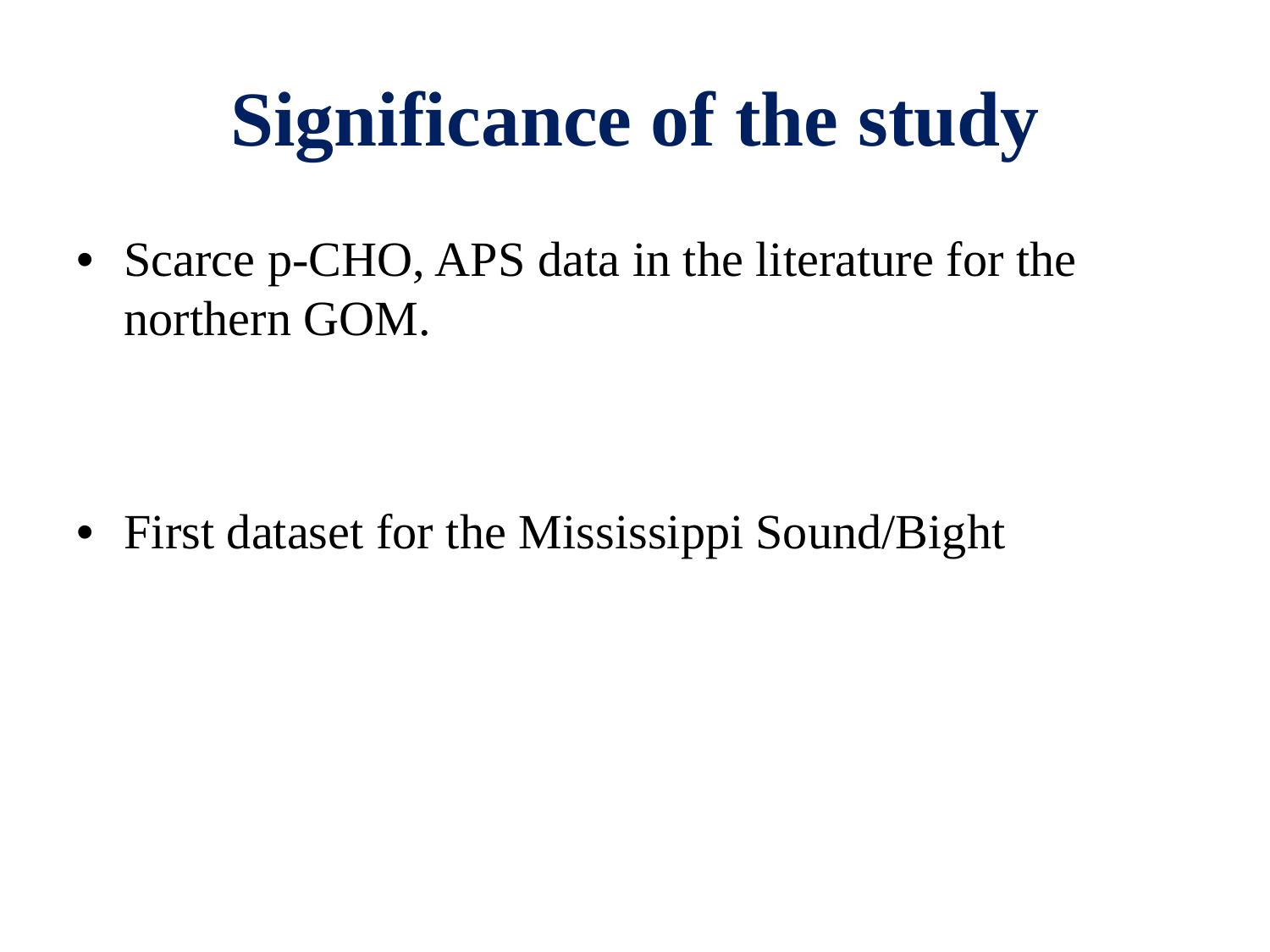# Significance of the study

- Scarce p-CHO, APS data in the literature for the northern GOM.

- First dataset for the Mississippi Sound/Bight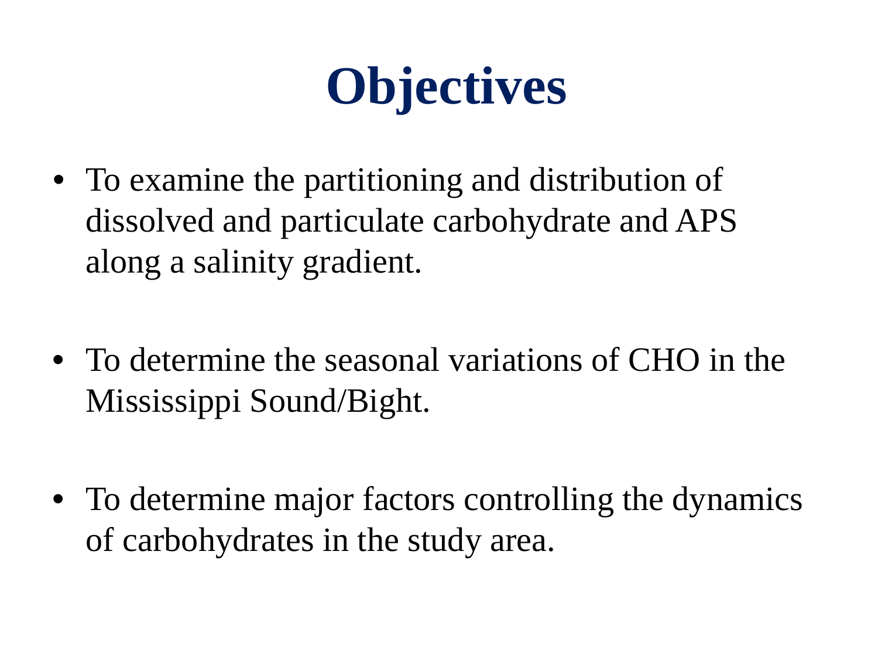# Objectives

- To examine the partitioning and distribution of dissolved and particulate carbohydrate and APS along a salinity gradient.

- To determine the seasonal variations of CHO in the Mississippi Sound/Bight.

- To determine major factors controlling the dynamics of carbohydrates in the study area.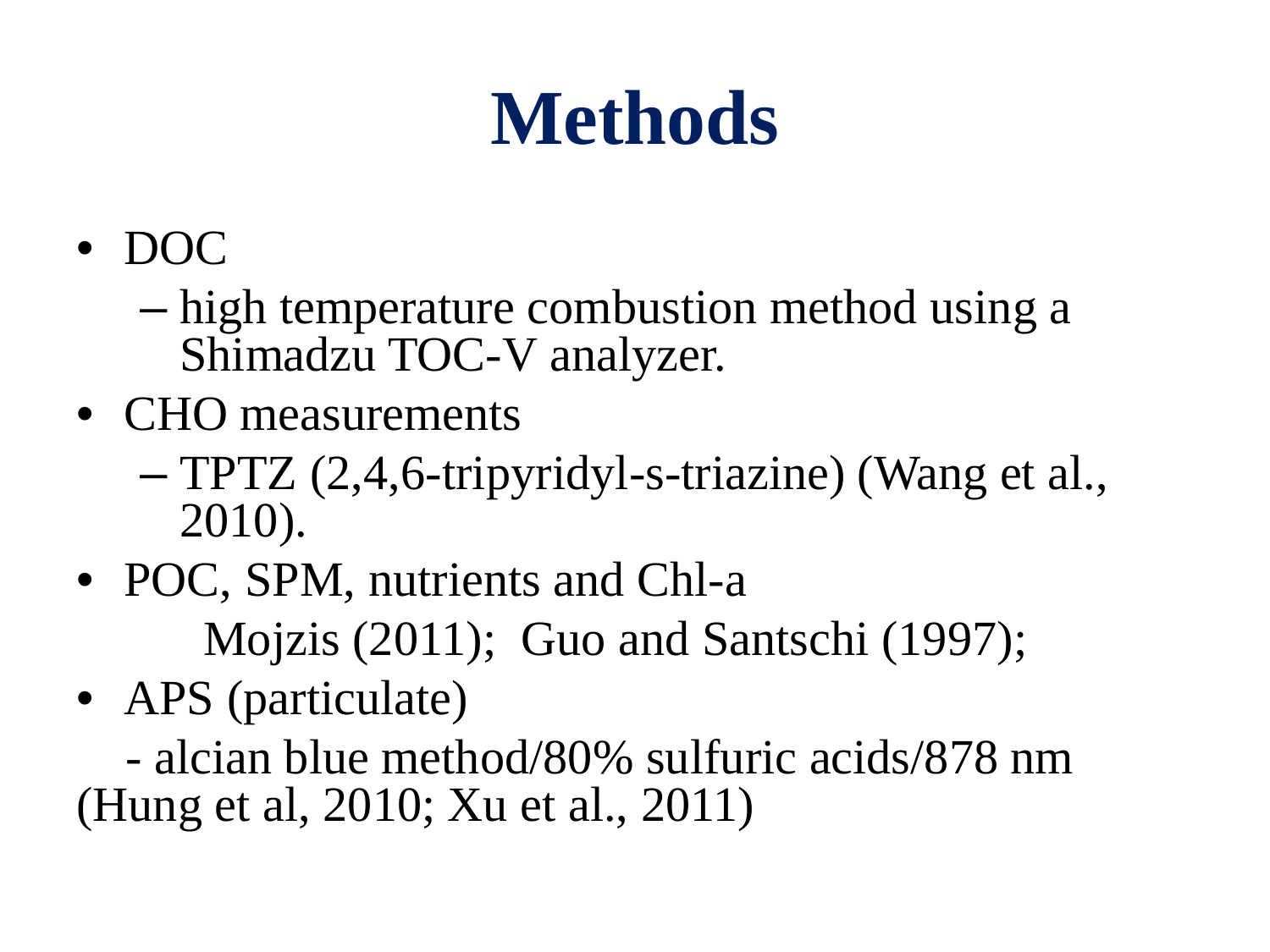# Methods

- DOC
  - high temperature combustion method using a Shimadzu TOC-V analyzer.
- CHO measurements
  - TPTZ (2,4,6-tripyridyl-s-triazine) (Wang et al., 2010).
- POC, SPM, nutrients and Chl-a

  Mojzis (2011); Guo and Santschi (1997);
- APS (particulate)

  - alcian blue method/80% sulfuric acids/878 nm (Hung et al, 2010; Xu et al., 2011)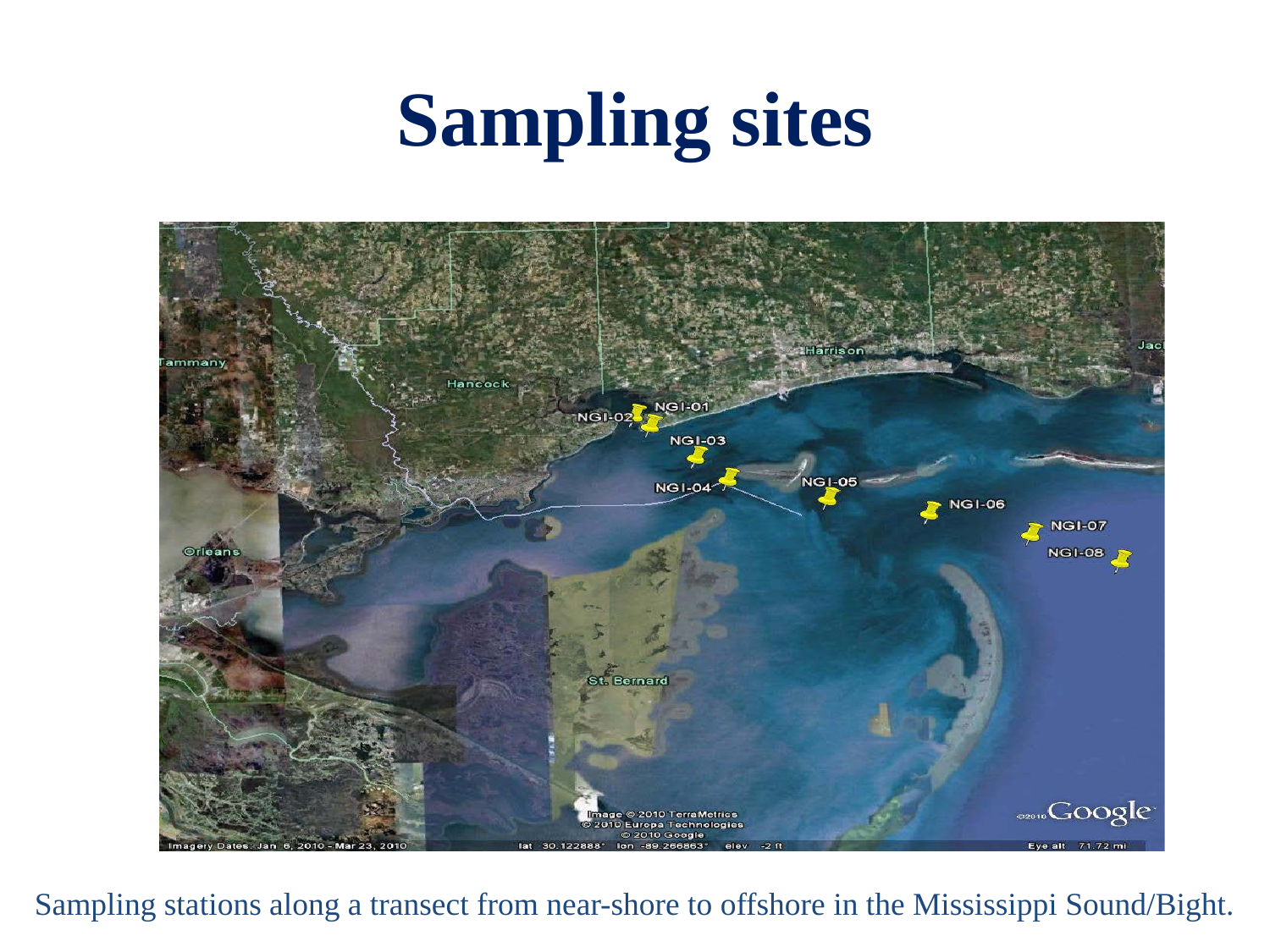# Sampling sites

Sampling stations along a transect from near-shore to offshore in the Mississippi Sound/Bight.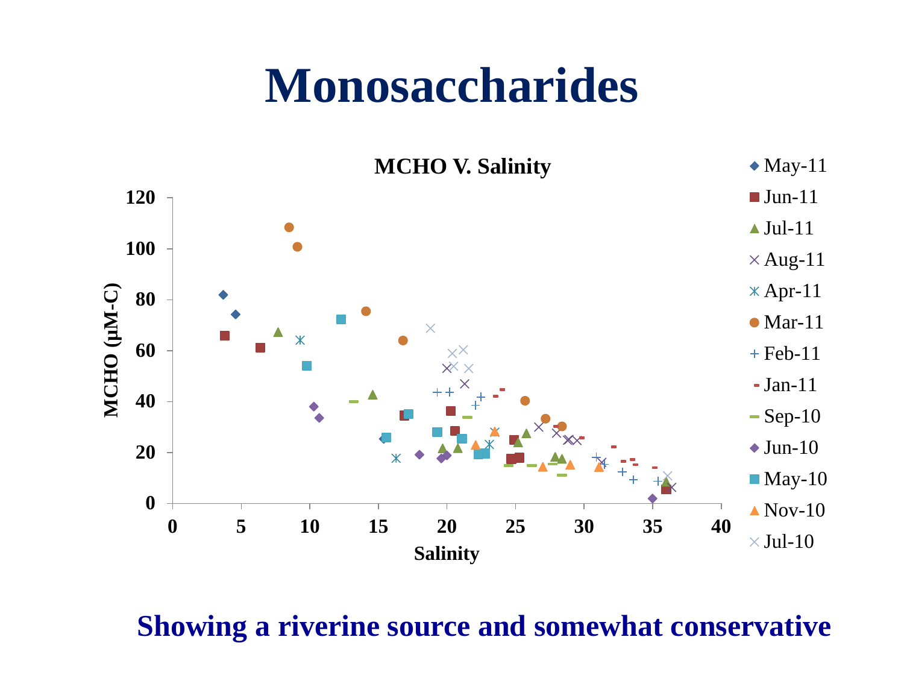# Monosaccharides

**MCHO V. Salinity**

MCHO (µM-C)

Salinity

May-11, Jun-11, Jul-11, Aug-11, Apr-11, Mar-11, Feb-11, Jan-11, Sep-10, Jun-10, May-10, Nov-10, Jul-10

**Showing a riverine source and somewhat conservative**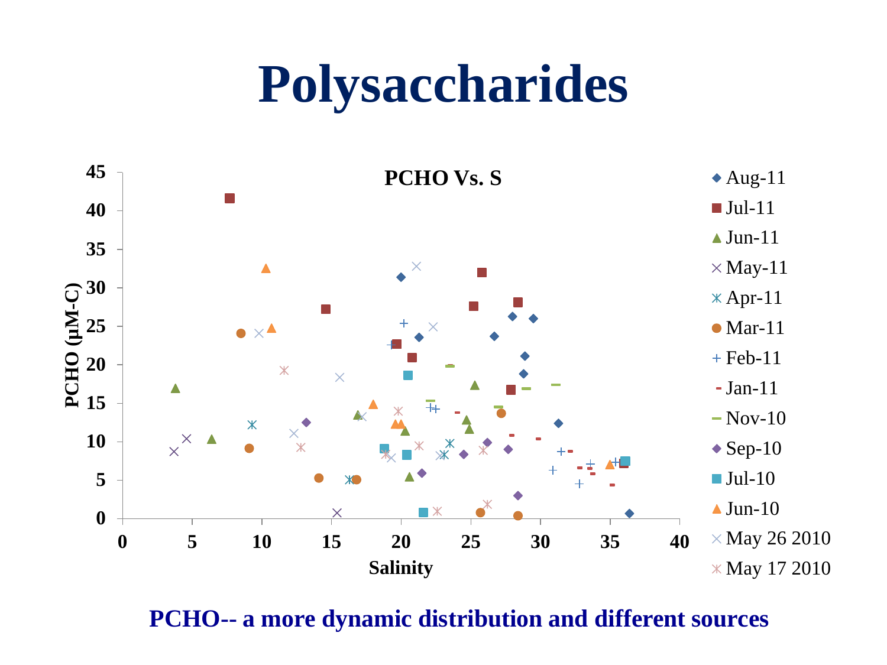# Polysaccharides

**PCHO Vs. S**

Salinity

PCHO (μM-C)

Aug-11, Jul-11, Jun-11, May-11, Apr-11, Mar-11, Feb-11, Jan-11, Nov-10, Sep-10, Jul-10, Jun-10, May 26 2010, May 17 2010

**PCHO-- a more dynamic distribution and different sources**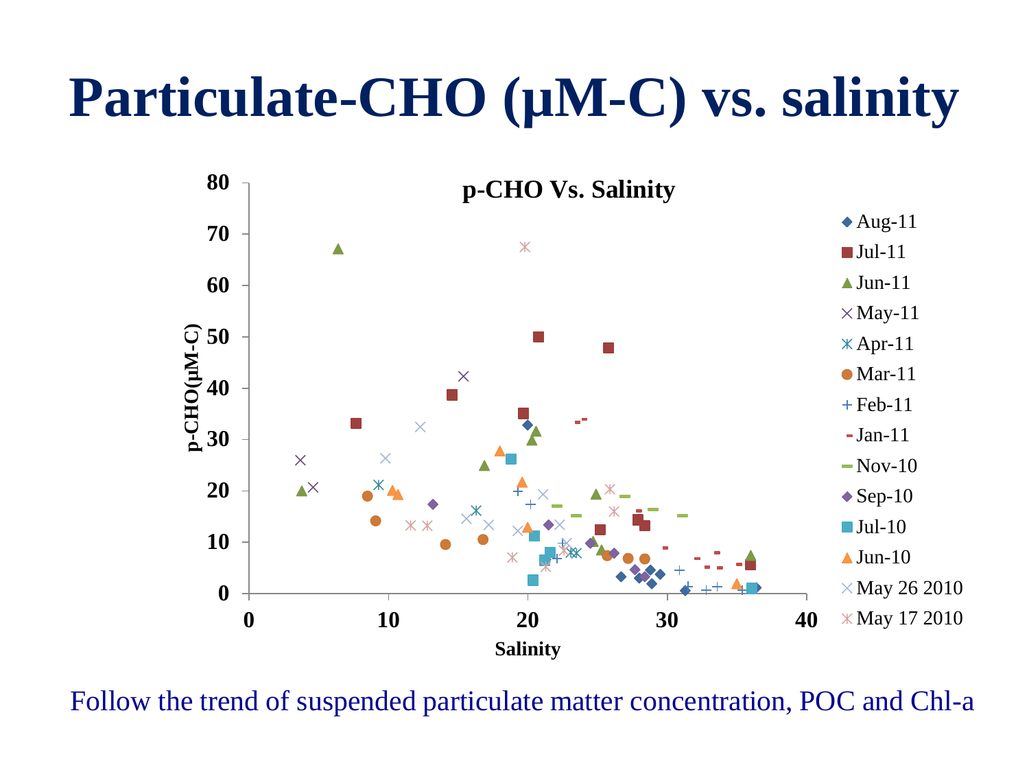# Particulate-CHO (μM-C) vs. salinity

Follow the trend of suspended particulate matter concentration, POC and Chl-a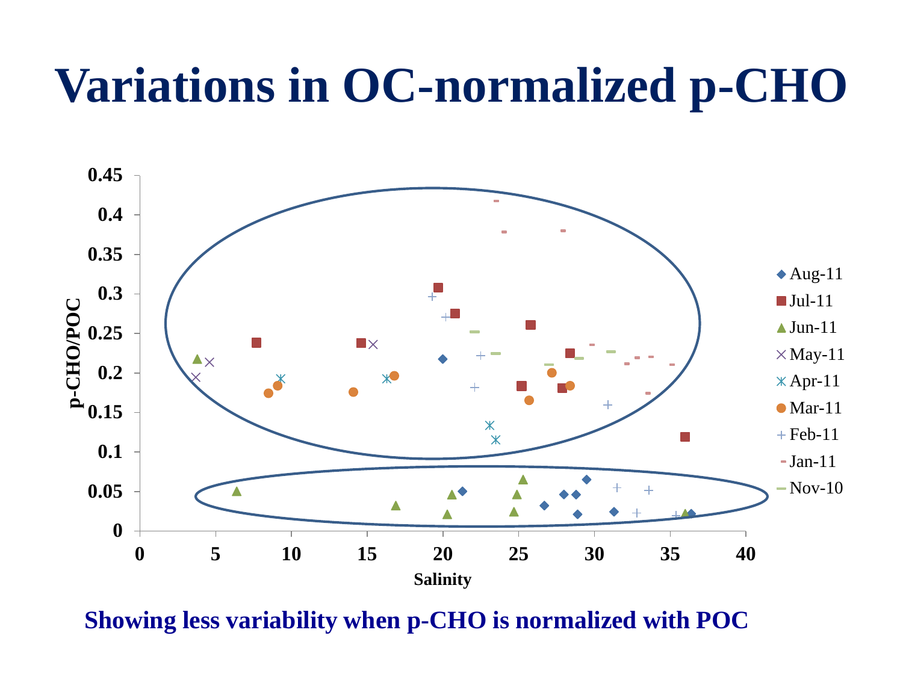# Variations in OC-normalized p-CHO

**Showing less variability when p-CHO is normalized with POC**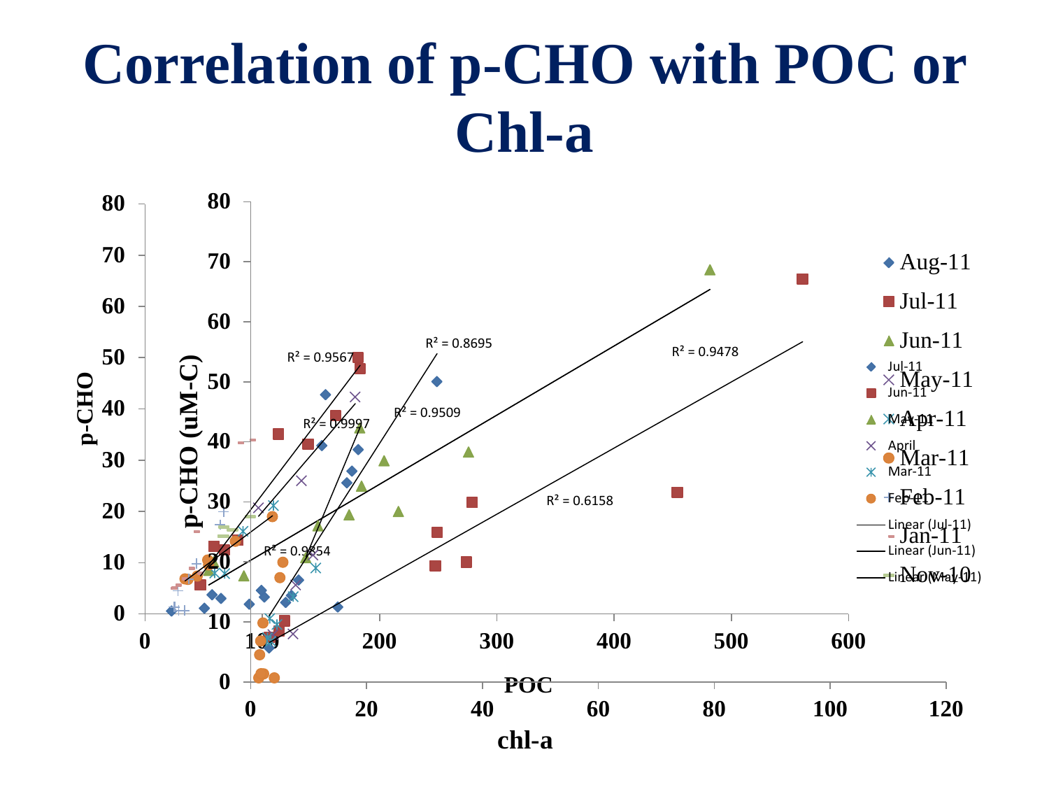# Correlation of p-CHO with POC or Chl-a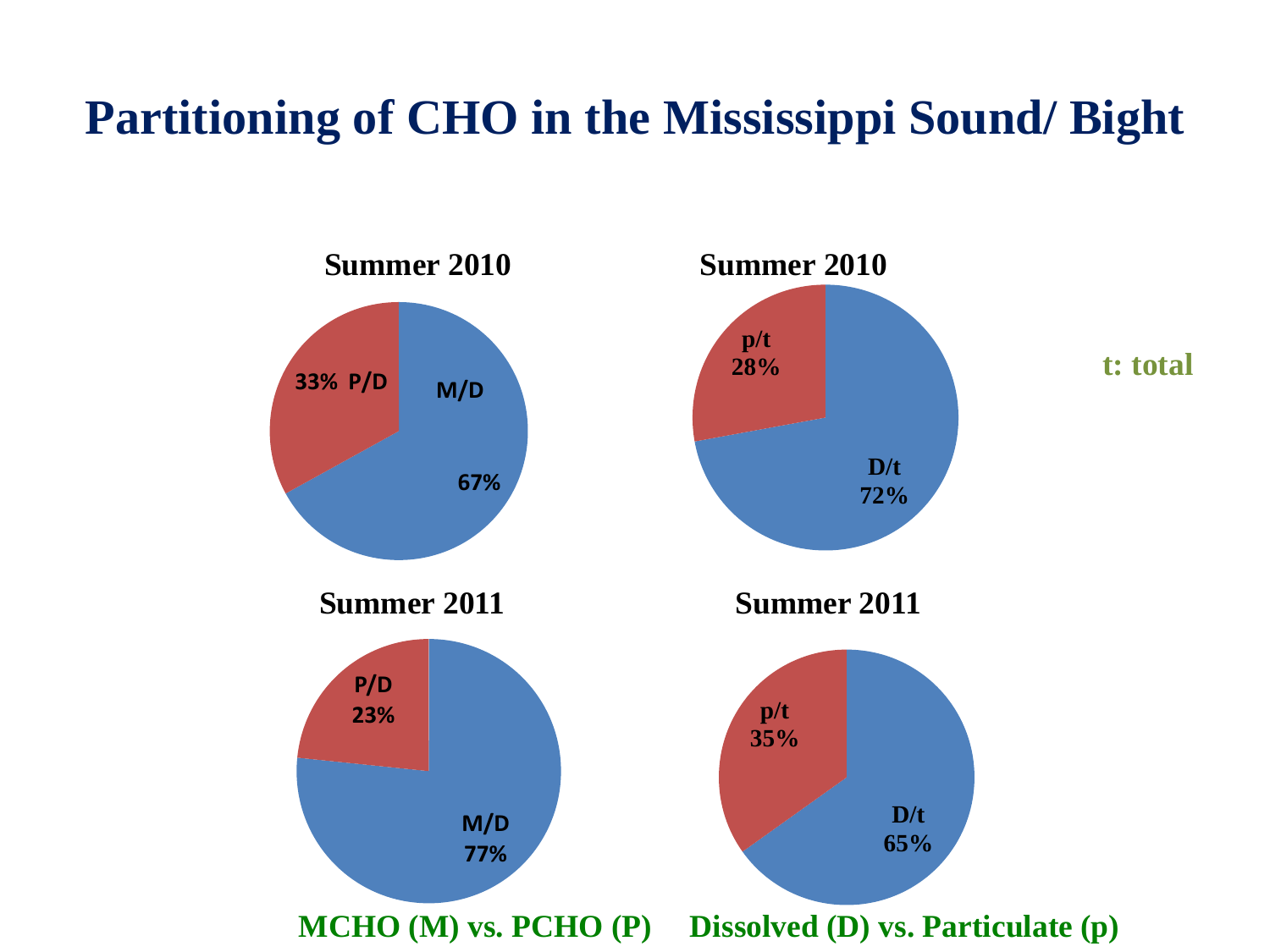# Partitioning of CHO in the Mississippi Sound/ Bight

**Summer 2010**

33% P/D

M/D 67%

**Summer 2010**

p/t 28%

D/t 72%

t: total

**Summer 2011**

P/D 23%

M/D 77%

**Summer 2011**

p/t 35%

D/t 65%

**MCHO (M) vs. PCHO (P)** **Dissolved (D) vs. Particulate (p)**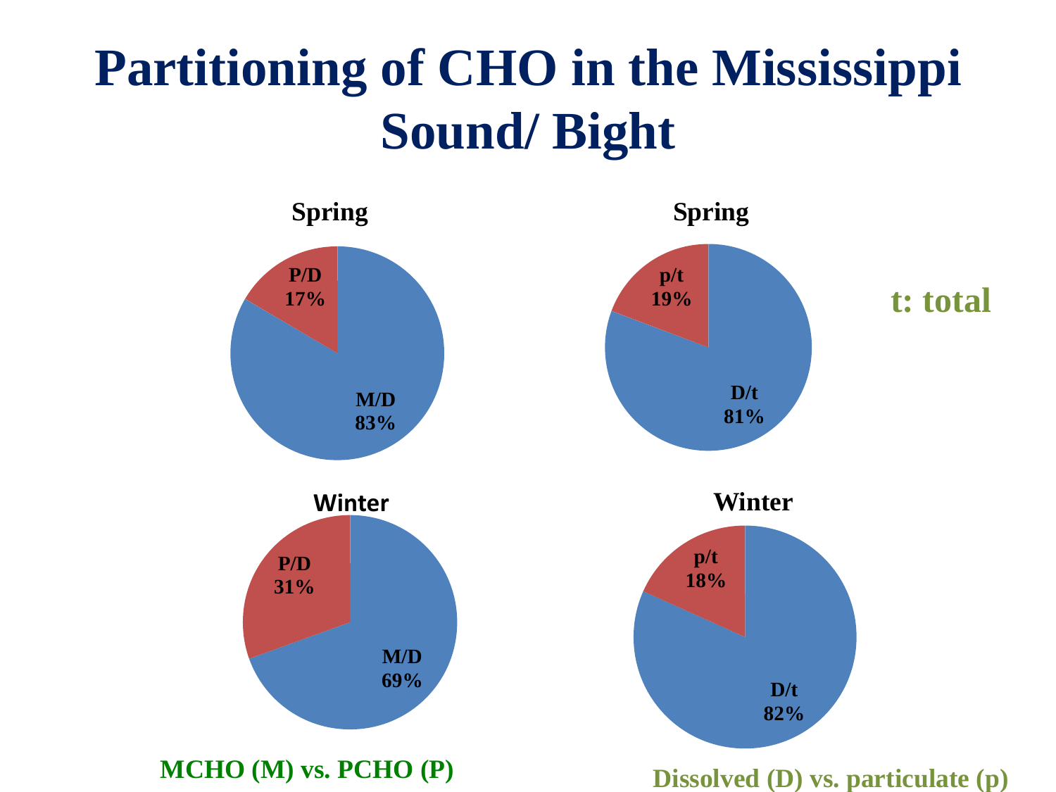# Partitioning of CHO in the Mississippi Sound/ Bight

**Spring**

P/D 17%

M/D 83%

**Spring**

p/t 19%

D/t 81%

**t: total**

**Winter**

P/D 31%

M/D 69%

**Winter**

p/t 18%

D/t 82%

**MCHO (M) vs. PCHO (P)**

**Dissolved (D) vs. particulate (p)**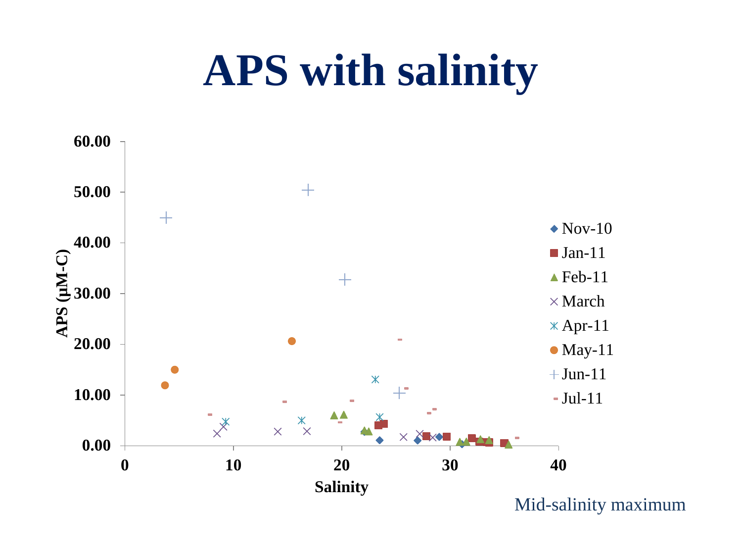# APS with salinity

Mid-salinity maximum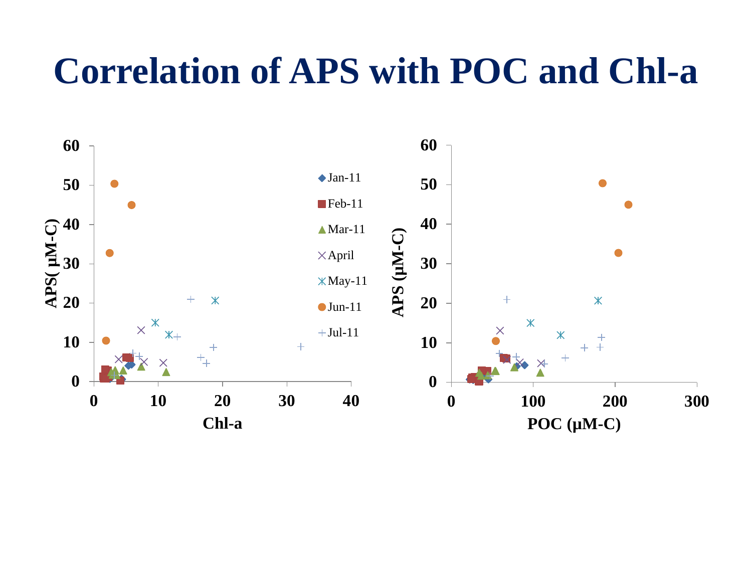# Correlation of APS with POC and Chl-a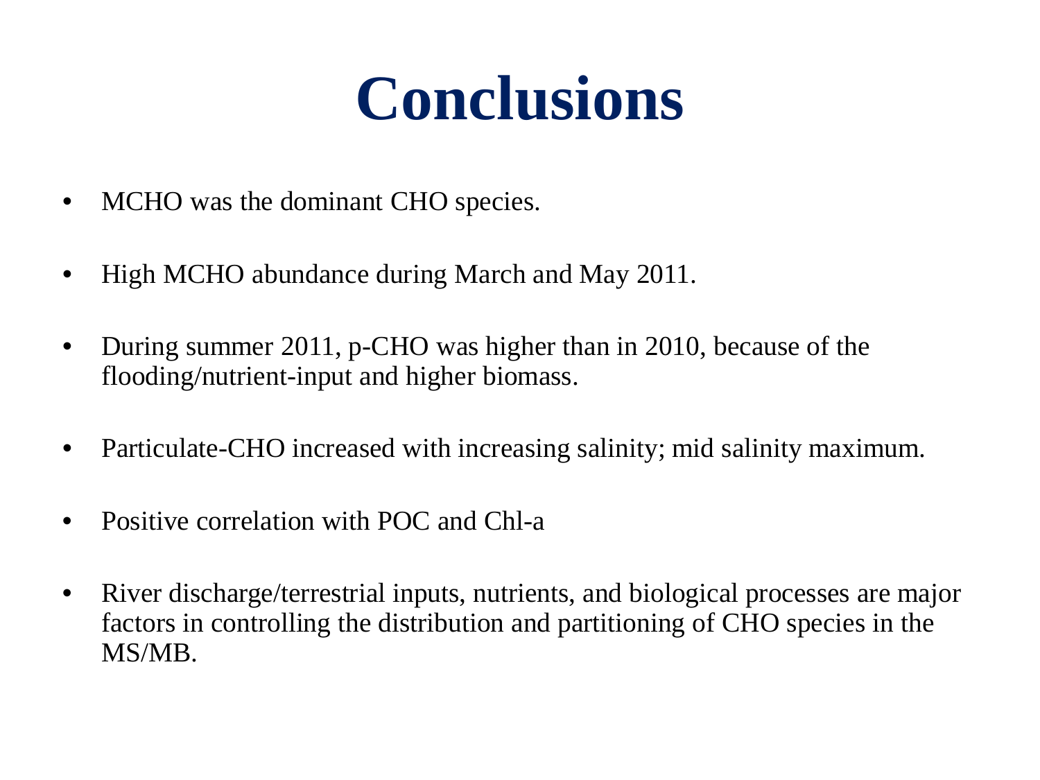# Conclusions

- MCHO was the dominant CHO species.
- High MCHO abundance during March and May 2011.
- During summer 2011, p-CHO was higher than in 2010, because of the flooding/nutrient-input and higher biomass.
- Particulate-CHO increased with increasing salinity; mid salinity maximum.
- Positive correlation with POC and Chl-a
- River discharge/terrestrial inputs, nutrients, and biological processes are major factors in controlling the distribution and partitioning of CHO species in the MS/MB.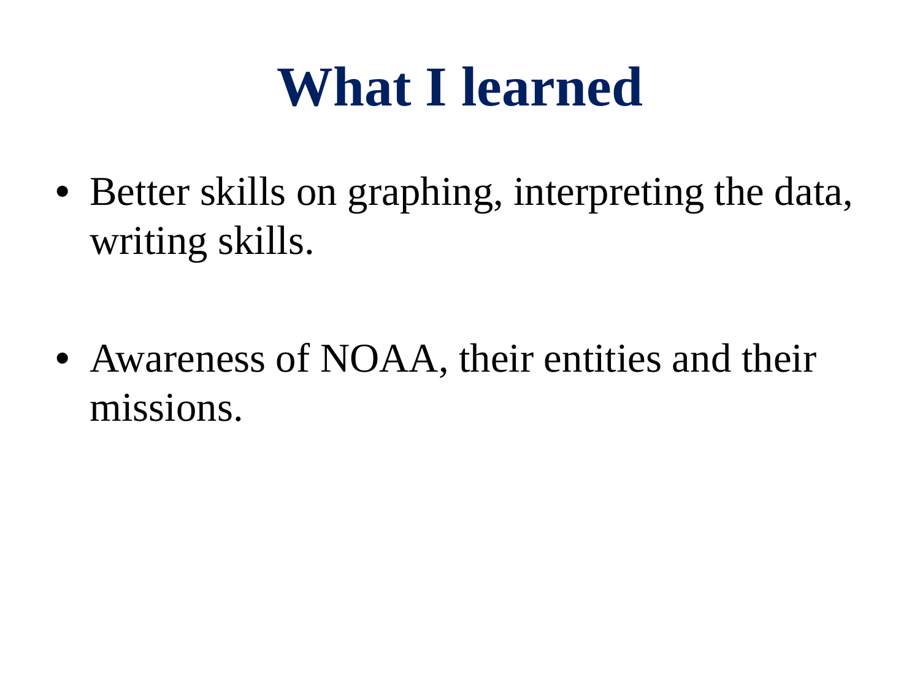# What I learned

- Better skills on graphing, interpreting the data, writing skills.
- Awareness of NOAA, their entities and their missions.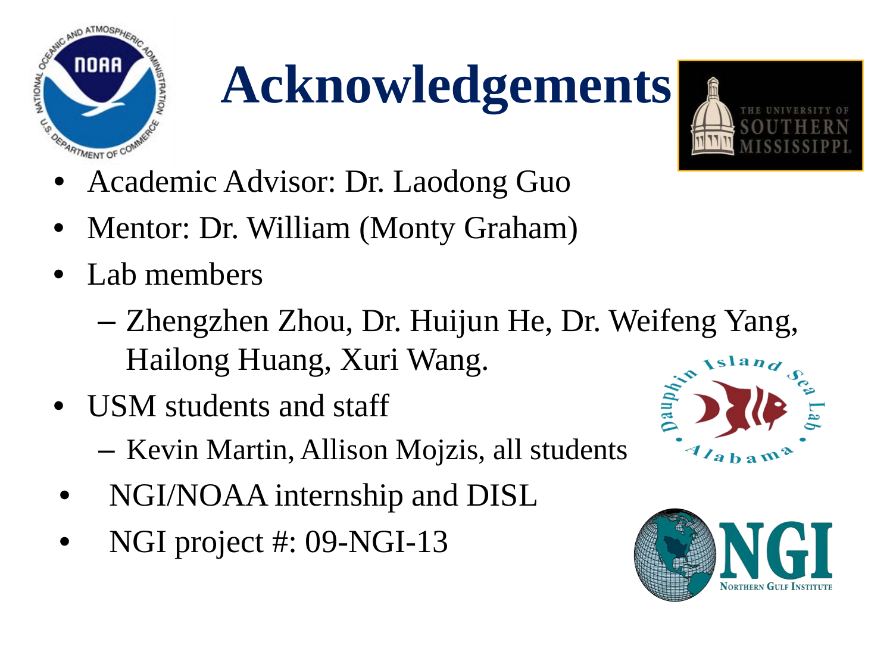# Acknowledgements

- Academic Advisor: Dr. Laodong Guo
- Mentor: Dr. William (Monty Graham)
- Lab members
  - Zhengzhen Zhou, Dr. Huijun He, Dr. Weifeng Yang, Hailong Huang, Xuri Wang.
- USM students and staff
  - Kevin Martin, Allison Mojzis, all students
- NGI/NOAA internship and DISL
- NGI project #: 09-NGI-13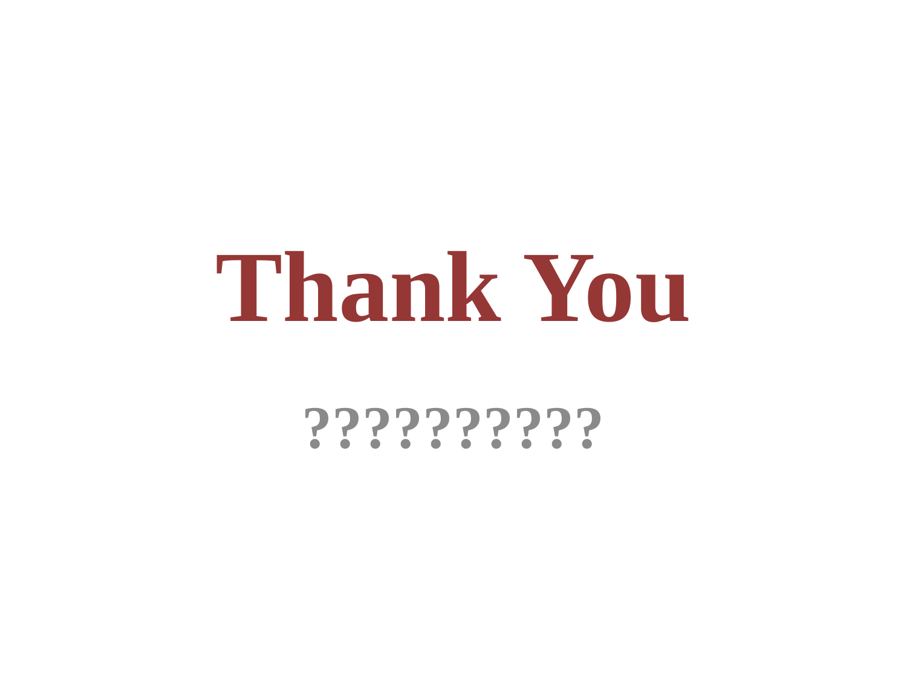# Thank You

??????????